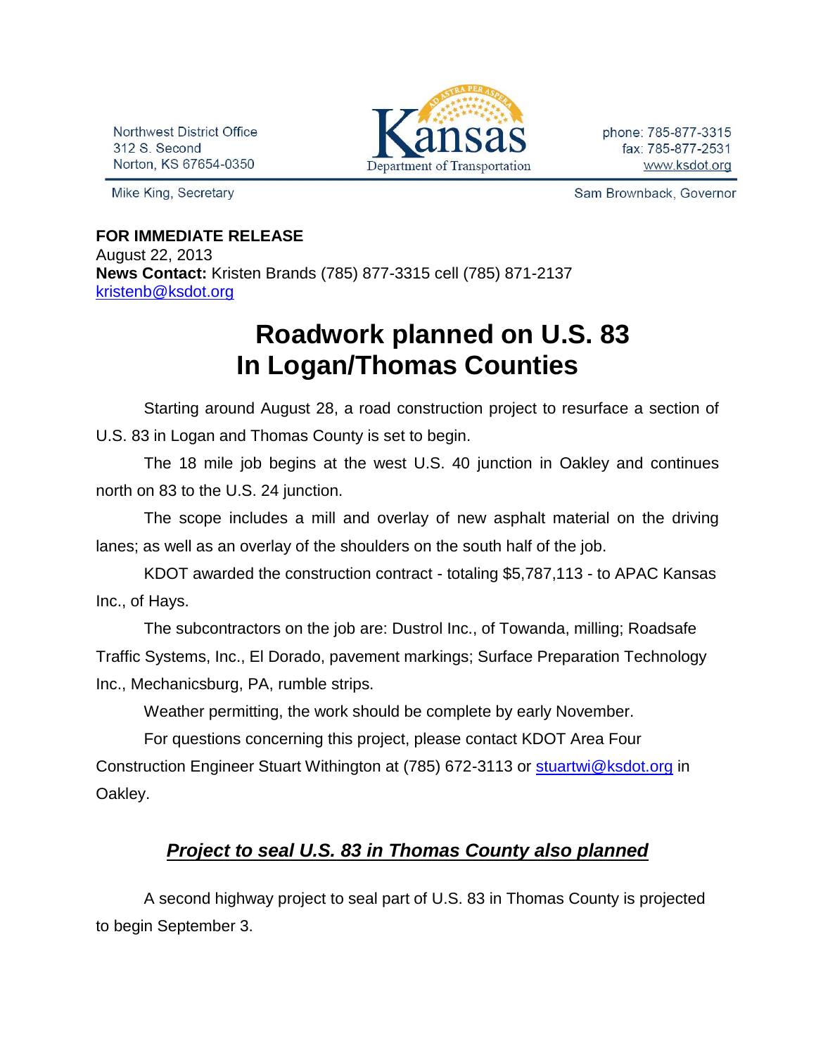Northwest District Office
312 S. Second
Norton, KS 67654-0350

Kansas Department of Transportation

phone: 785-877-3315
fax: 785-877-2531
www.ksdot.org

Mike King, Secretary

Sam Brownback, Governor

**FOR IMMEDIATE RELEASE**
August 22, 2013
**News Contact:** Kristen Brands (785) 877-3315 cell (785) 871-2137
kristenb@ksdot.org

# Roadwork planned on U.S. 83 In Logan/Thomas Counties

Starting around August 28, a road construction project to resurface a section of U.S. 83 in Logan and Thomas County is set to begin.

The 18 mile job begins at the west U.S. 40 junction in Oakley and continues north on 83 to the U.S. 24 junction.

The scope includes a mill and overlay of new asphalt material on the driving lanes; as well as an overlay of the shoulders on the south half of the job.

KDOT awarded the construction contract - totaling $5,787,113 - to APAC Kansas Inc., of Hays.

The subcontractors on the job are: Dustrol Inc., of Towanda, milling; Roadsafe Traffic Systems, Inc., El Dorado, pavement markings; Surface Preparation Technology Inc., Mechanicsburg, PA, rumble strips.

Weather permitting, the work should be complete by early November.

For questions concerning this project, please contact KDOT Area Four Construction Engineer Stuart Withington at (785) 672-3113 or stuartwi@ksdot.org in Oakley.

## ***Project to seal U.S. 83 in Thomas County also planned***

A second highway project to seal part of U.S. 83 in Thomas County is projected to begin September 3.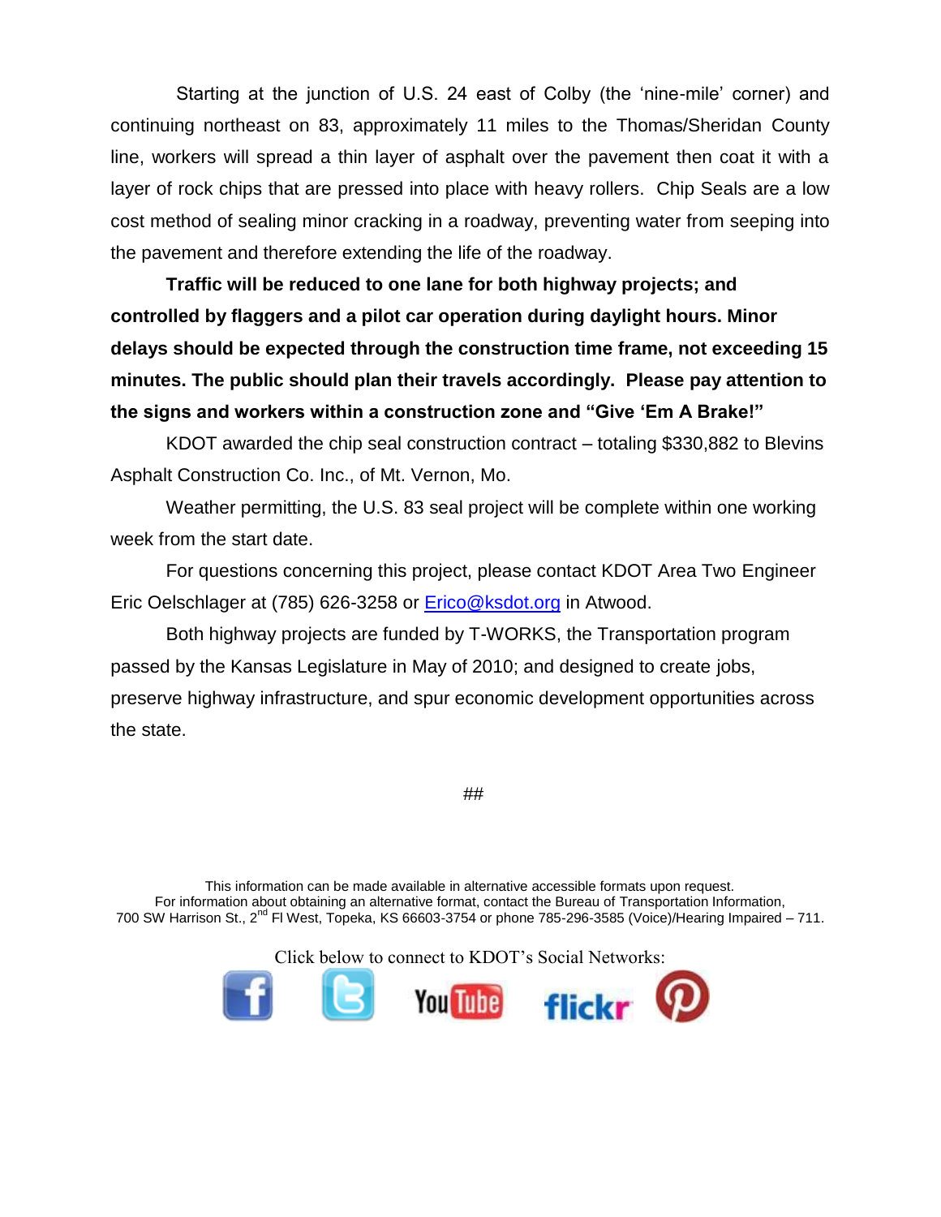Starting at the junction of U.S. 24 east of Colby (the 'nine-mile' corner) and continuing northeast on 83, approximately 11 miles to the Thomas/Sheridan County line, workers will spread a thin layer of asphalt over the pavement then coat it with a layer of rock chips that are pressed into place with heavy rollers. Chip Seals are a low cost method of sealing minor cracking in a roadway, preventing water from seeping into the pavement and therefore extending the life of the roadway.

**Traffic will be reduced to one lane for both highway projects; and controlled by flaggers and a pilot car operation during daylight hours. Minor delays should be expected through the construction time frame, not exceeding 15 minutes. The public should plan their travels accordingly. Please pay attention to the signs and workers within a construction zone and "Give 'Em A Brake!"**

KDOT awarded the chip seal construction contract – totaling $330,882 to Blevins Asphalt Construction Co. Inc., of Mt. Vernon, Mo.

Weather permitting, the U.S. 83 seal project will be complete within one working week from the start date.

For questions concerning this project, please contact KDOT Area Two Engineer Eric Oelschlager at (785) 626-3258 or Erico@ksdot.org in Atwood.

Both highway projects are funded by T-WORKS, the Transportation program passed by the Kansas Legislature in May of 2010; and designed to create jobs, preserve highway infrastructure, and spur economic development opportunities across the state.

##

This information can be made available in alternative accessible formats upon request.
For information about obtaining an alternative format, contact the Bureau of Transportation Information, 700 SW Harrison St., 2nd Fl West, Topeka, KS 66603-3754 or phone 785-296-3585 (Voice)/Hearing Impaired – 711.

Click below to connect to KDOT's Social Networks: